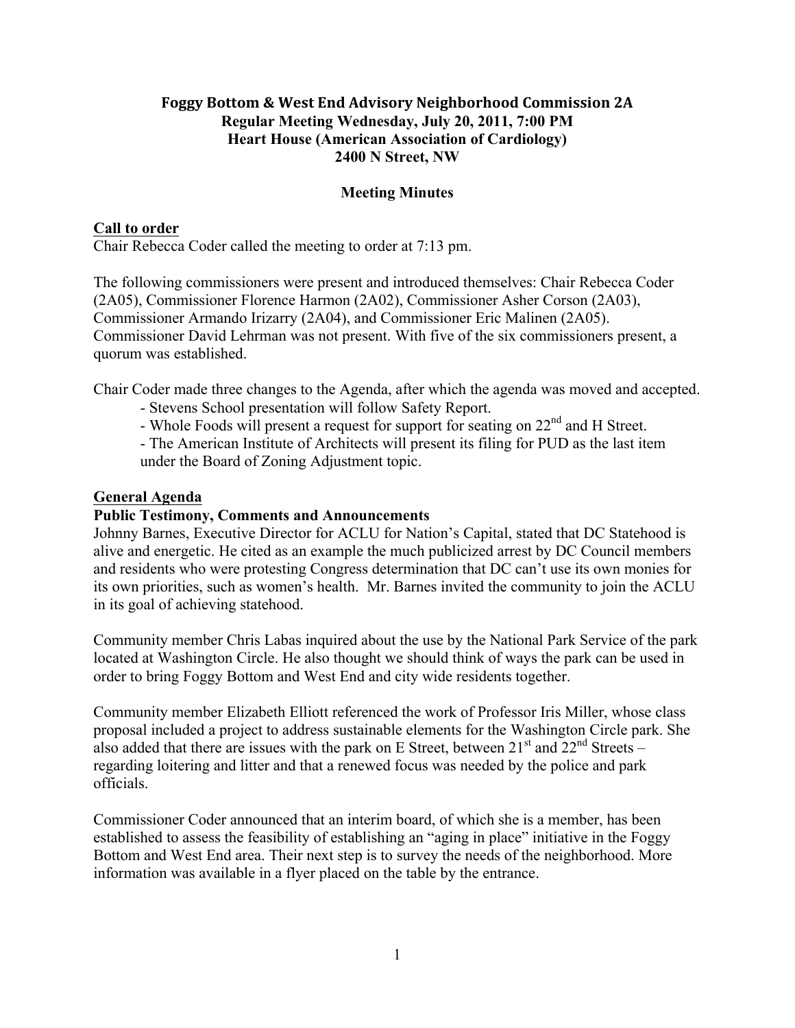# Foggy Bottom & West End Advisory Neighborhood Commission 2A
## Regular Meeting Wednesday, July 20, 2011, 7:00 PM
## Heart House (American Association of Cardiology)
## 2400 N Street, NW

### Meeting Minutes

**Call to order**

Chair Rebecca Coder called the meeting to order at 7:13 pm.

The following commissioners were present and introduced themselves: Chair Rebecca Coder (2A05), Commissioner Florence Harmon (2A02), Commissioner Asher Corson (2A03), Commissioner Armando Irizarry (2A04), and Commissioner Eric Malinen (2A05). Commissioner David Lehrman was not present. With five of the six commissioners present, a quorum was established.

Chair Coder made three changes to the Agenda, after which the agenda was moved and accepted.

- Stevens School presentation will follow Safety Report.
- Whole Foods will present a request for support for seating on 22nd and H Street.
- The American Institute of Architects will present its filing for PUD as the last item under the Board of Zoning Adjustment topic.

**General Agenda**

**Public Testimony, Comments and Announcements**

Johnny Barnes, Executive Director for ACLU for Nation's Capital, stated that DC Statehood is alive and energetic. He cited as an example the much publicized arrest by DC Council members and residents who were protesting Congress determination that DC can't use its own monies for its own priorities, such as women's health. Mr. Barnes invited the community to join the ACLU in its goal of achieving statehood.

Community member Chris Labas inquired about the use by the National Park Service of the park located at Washington Circle. He also thought we should think of ways the park can be used in order to bring Foggy Bottom and West End and city wide residents together.

Community member Elizabeth Elliott referenced the work of Professor Iris Miller, whose class proposal included a project to address sustainable elements for the Washington Circle park. She also added that there are issues with the park on E Street, between 21st and 22nd Streets – regarding loitering and litter and that a renewed focus was needed by the police and park officials.

Commissioner Coder announced that an interim board, of which she is a member, has been established to assess the feasibility of establishing an "aging in place" initiative in the Foggy Bottom and West End area. Their next step is to survey the needs of the neighborhood. More information was available in a flyer placed on the table by the entrance.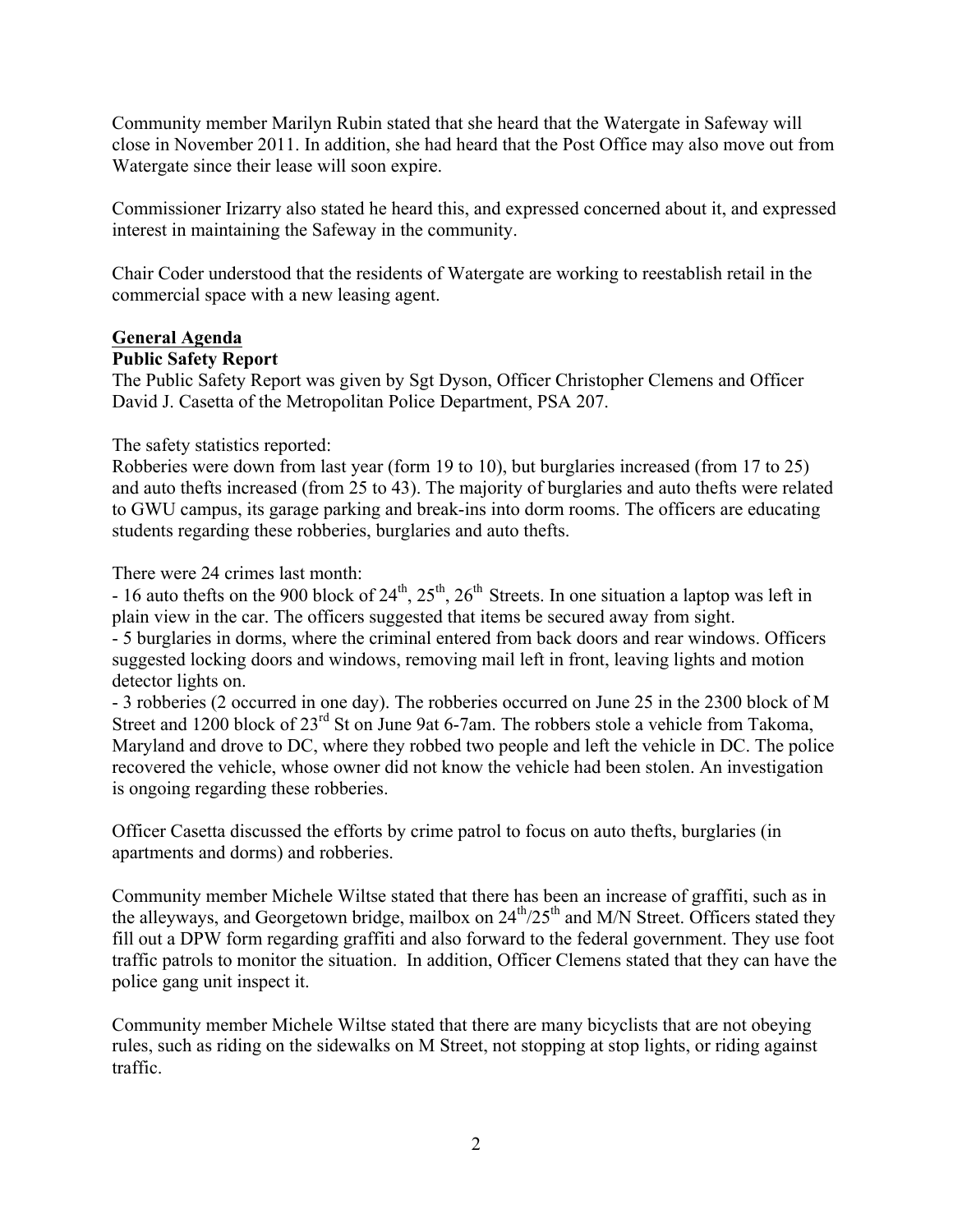Community member Marilyn Rubin stated that she heard that the Watergate in Safeway will close in November 2011. In addition, she had heard that the Post Office may also move out from Watergate since their lease will soon expire.

Commissioner Irizarry also stated he heard this, and expressed concerned about it, and expressed interest in maintaining the Safeway in the community.

Chair Coder understood that the residents of Watergate are working to reestablish retail in the commercial space with a new leasing agent.

## General Agenda

### Public Safety Report

The Public Safety Report was given by Sgt Dyson, Officer Christopher Clemens and Officer David J. Casetta of the Metropolitan Police Department, PSA 207.

The safety statistics reported:
Robberies were down from last year (form 19 to 10), but burglaries increased (from 17 to 25) and auto thefts increased (from 25 to 43). The majority of burglaries and auto thefts were related to GWU campus, its garage parking and break-ins into dorm rooms. The officers are educating students regarding these robberies, burglaries and auto thefts.

There were 24 crimes last month:
- 16 auto thefts on the 900 block of 24th, 25th, 26th Streets. In one situation a laptop was left in plain view in the car. The officers suggested that items be secured away from sight.
- 5 burglaries in dorms, where the criminal entered from back doors and rear windows. Officers suggested locking doors and windows, removing mail left in front, leaving lights and motion detector lights on.
- 3 robberies (2 occurred in one day). The robberies occurred on June 25 in the 2300 block of M Street and 1200 block of 23rd St on June 9at 6-7am. The robbers stole a vehicle from Takoma, Maryland and drove to DC, where they robbed two people and left the vehicle in DC. The police recovered the vehicle, whose owner did not know the vehicle had been stolen. An investigation is ongoing regarding these robberies.

Officer Casetta discussed the efforts by crime patrol to focus on auto thefts, burglaries (in apartments and dorms) and robberies.

Community member Michele Wiltse stated that there has been an increase of graffiti, such as in the alleyways, and Georgetown bridge, mailbox on 24th/25th and M/N Street. Officers stated they fill out a DPW form regarding graffiti and also forward to the federal government. They use foot traffic patrols to monitor the situation. In addition, Officer Clemens stated that they can have the police gang unit inspect it.

Community member Michele Wiltse stated that there are many bicyclists that are not obeying rules, such as riding on the sidewalks on M Street, not stopping at stop lights, or riding against traffic.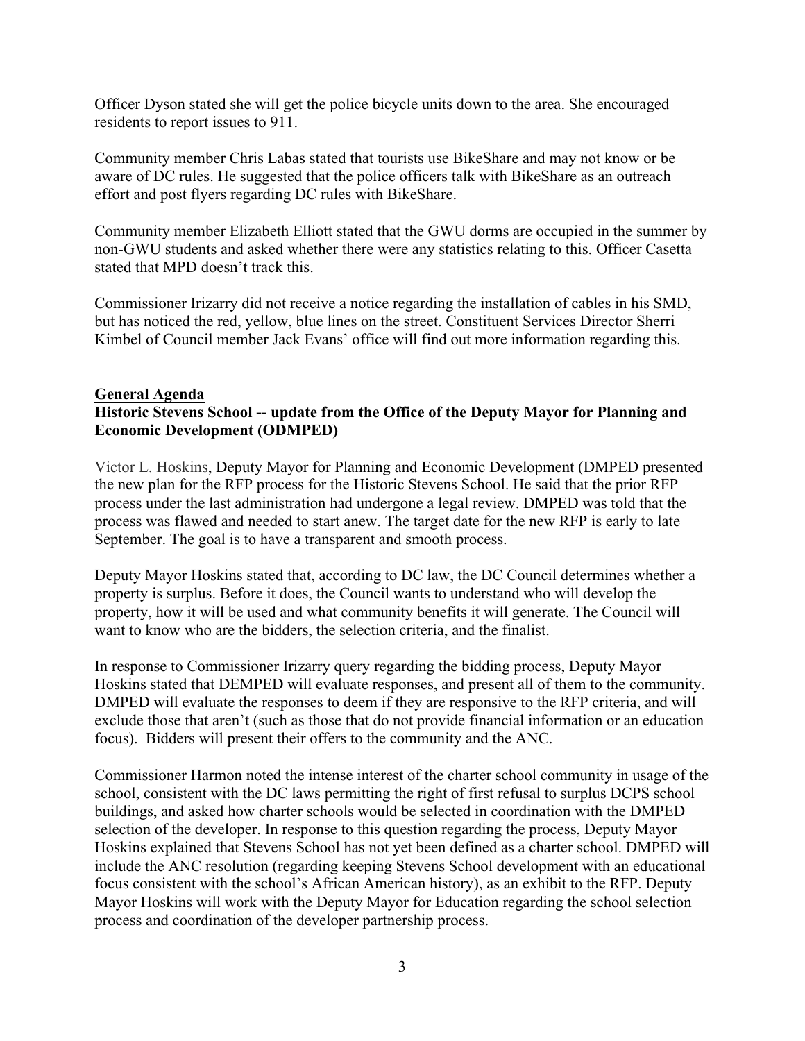Officer Dyson stated she will get the police bicycle units down to the area. She encouraged residents to report issues to 911.

Community member Chris Labas stated that tourists use BikeShare and may not know or be aware of DC rules. He suggested that the police officers talk with BikeShare as an outreach effort and post flyers regarding DC rules with BikeShare.

Community member Elizabeth Elliott stated that the GWU dorms are occupied in the summer by non-GWU students and asked whether there were any statistics relating to this. Officer Casetta stated that MPD doesn't track this.

Commissioner Irizarry did not receive a notice regarding the installation of cables in his SMD, but has noticed the red, yellow, blue lines on the street. Constituent Services Director Sherri Kimbel of Council member Jack Evans' office will find out more information regarding this.

## General Agenda

**Historic Stevens School -- update from the Office of the Deputy Mayor for Planning and Economic Development (ODMPED)**

Victor L. Hoskins, Deputy Mayor for Planning and Economic Development (DMPED presented the new plan for the RFP process for the Historic Stevens School. He said that the prior RFP process under the last administration had undergone a legal review. DMPED was told that the process was flawed and needed to start anew. The target date for the new RFP is early to late September. The goal is to have a transparent and smooth process.

Deputy Mayor Hoskins stated that, according to DC law, the DC Council determines whether a property is surplus. Before it does, the Council wants to understand who will develop the property, how it will be used and what community benefits it will generate. The Council will want to know who are the bidders, the selection criteria, and the finalist.

In response to Commissioner Irizarry query regarding the bidding process, Deputy Mayor Hoskins stated that DEMPED will evaluate responses, and present all of them to the community. DMPED will evaluate the responses to deem if they are responsive to the RFP criteria, and will exclude those that aren't (such as those that do not provide financial information or an education focus). Bidders will present their offers to the community and the ANC.

Commissioner Harmon noted the intense interest of the charter school community in usage of the school, consistent with the DC laws permitting the right of first refusal to surplus DCPS school buildings, and asked how charter schools would be selected in coordination with the DMPED selection of the developer. In response to this question regarding the process, Deputy Mayor Hoskins explained that Stevens School has not yet been defined as a charter school. DMPED will include the ANC resolution (regarding keeping Stevens School development with an educational focus consistent with the school's African American history), as an exhibit to the RFP. Deputy Mayor Hoskins will work with the Deputy Mayor for Education regarding the school selection process and coordination of the developer partnership process.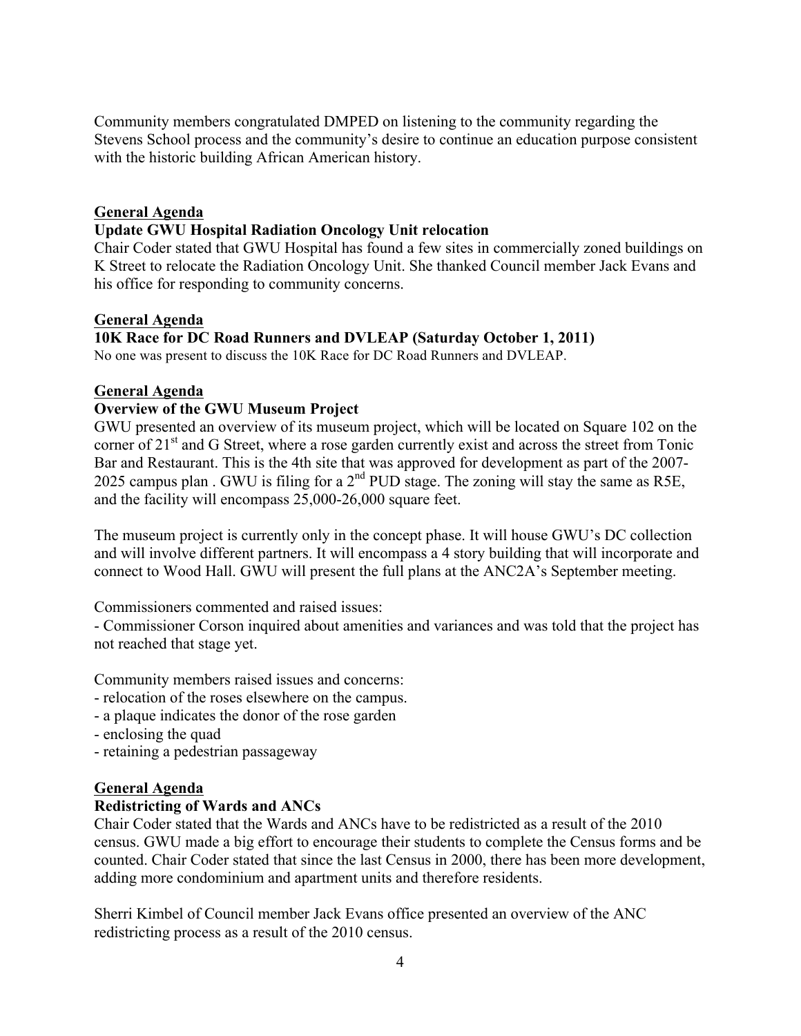Community members congratulated DMPED on listening to the community regarding the Stevens School process and the community's desire to continue an education purpose consistent with the historic building African American history.

## General Agenda

### Update GWU Hospital Radiation Oncology Unit relocation

Chair Coder stated that GWU Hospital has found a few sites in commercially zoned buildings on K Street to relocate the Radiation Oncology Unit. She thanked Council member Jack Evans and his office for responding to community concerns.

## General Agenda

### 10K Race for DC Road Runners and DVLEAP (Saturday October 1, 2011)

No one was present to discuss the 10K Race for DC Road Runners and DVLEAP.

## General Agenda

### Overview of the GWU Museum Project

GWU presented an overview of its museum project, which will be located on Square 102 on the corner of 21st and G Street, where a rose garden currently exist and across the street from Tonic Bar and Restaurant. This is the 4th site that was approved for development as part of the 2007-2025 campus plan . GWU is filing for a 2nd PUD stage. The zoning will stay the same as R5E, and the facility will encompass 25,000-26,000 square feet.

The museum project is currently only in the concept phase. It will house GWU's DC collection and will involve different partners. It will encompass a 4 story building that will incorporate and connect to Wood Hall. GWU will present the full plans at the ANC2A's September meeting.

Commissioners commented and raised issues:
- Commissioner Corson inquired about amenities and variances and was told that the project has not reached that stage yet.

Community members raised issues and concerns:
- relocation of the roses elsewhere on the campus.
- a plaque indicates the donor of the rose garden
- enclosing the quad
- retaining a pedestrian passageway

## General Agenda

### Redistricting of Wards and ANCs

Chair Coder stated that the Wards and ANCs have to be redistricted as a result of the 2010 census. GWU made a big effort to encourage their students to complete the Census forms and be counted. Chair Coder stated that since the last Census in 2000, there has been more development, adding more condominium and apartment units and therefore residents.

Sherri Kimbel of Council member Jack Evans office presented an overview of the ANC redistricting process as a result of the 2010 census.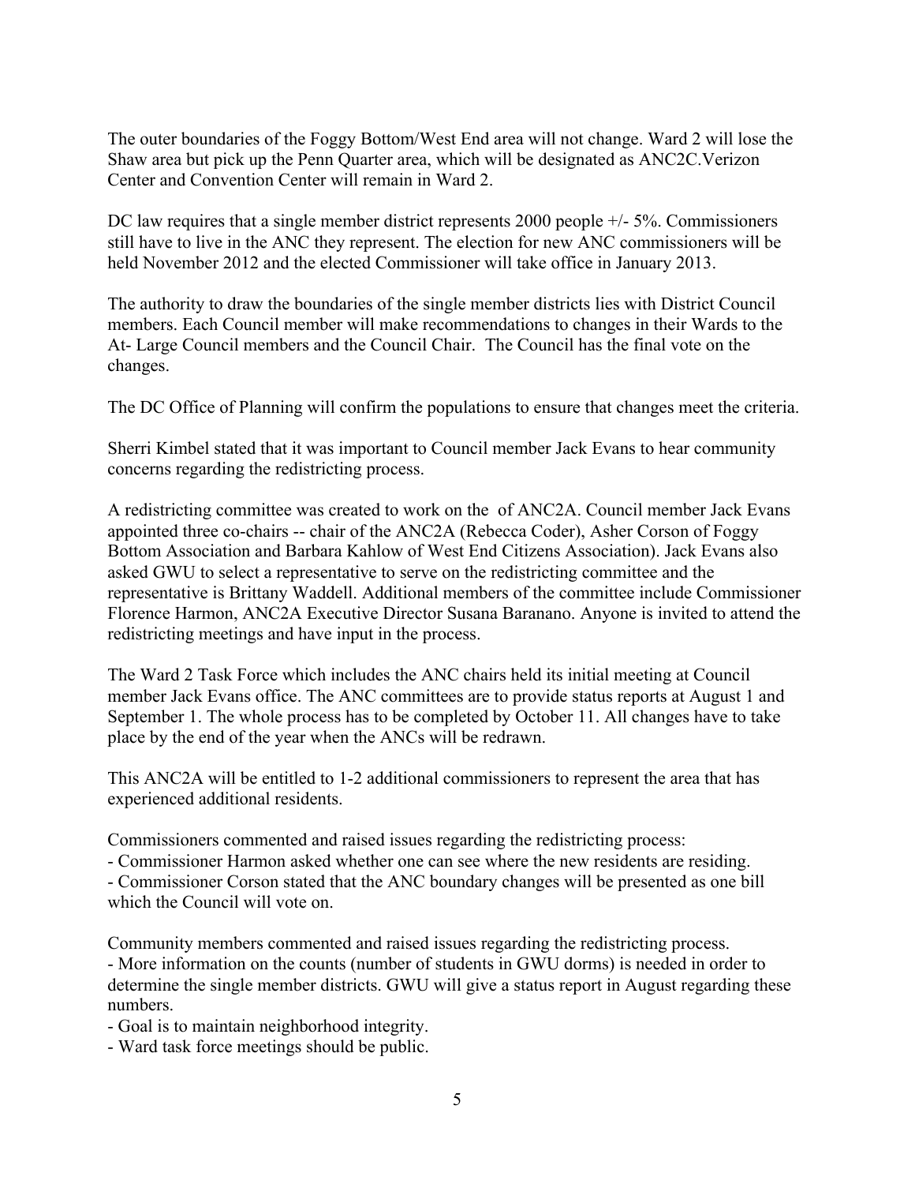The outer boundaries of the Foggy Bottom/West End area will not change. Ward 2 will lose the Shaw area but pick up the Penn Quarter area, which will be designated as ANC2C.Verizon Center and Convention Center will remain in Ward 2.

DC law requires that a single member district represents 2000 people +/- 5%. Commissioners still have to live in the ANC they represent. The election for new ANC commissioners will be held November 2012 and the elected Commissioner will take office in January 2013.

The authority to draw the boundaries of the single member districts lies with District Council members. Each Council member will make recommendations to changes in their Wards to the At- Large Council members and the Council Chair. The Council has the final vote on the changes.

The DC Office of Planning will confirm the populations to ensure that changes meet the criteria.

Sherri Kimbel stated that it was important to Council member Jack Evans to hear community concerns regarding the redistricting process.

A redistricting committee was created to work on the of ANC2A. Council member Jack Evans appointed three co-chairs -- chair of the ANC2A (Rebecca Coder), Asher Corson of Foggy Bottom Association and Barbara Kahlow of West End Citizens Association). Jack Evans also asked GWU to select a representative to serve on the redistricting committee and the representative is Brittany Waddell. Additional members of the committee include Commissioner Florence Harmon, ANC2A Executive Director Susana Baranano. Anyone is invited to attend the redistricting meetings and have input in the process.

The Ward 2 Task Force which includes the ANC chairs held its initial meeting at Council member Jack Evans office. The ANC committees are to provide status reports at August 1 and September 1. The whole process has to be completed by October 11. All changes have to take place by the end of the year when the ANCs will be redrawn.

This ANC2A will be entitled to 1-2 additional commissioners to represent the area that has experienced additional residents.

Commissioners commented and raised issues regarding the redistricting process:
- Commissioner Harmon asked whether one can see where the new residents are residing.
- Commissioner Corson stated that the ANC boundary changes will be presented as one bill which the Council will vote on.

Community members commented and raised issues regarding the redistricting process.
- More information on the counts (number of students in GWU dorms) is needed in order to determine the single member districts. GWU will give a status report in August regarding these numbers.
- Goal is to maintain neighborhood integrity.
- Ward task force meetings should be public.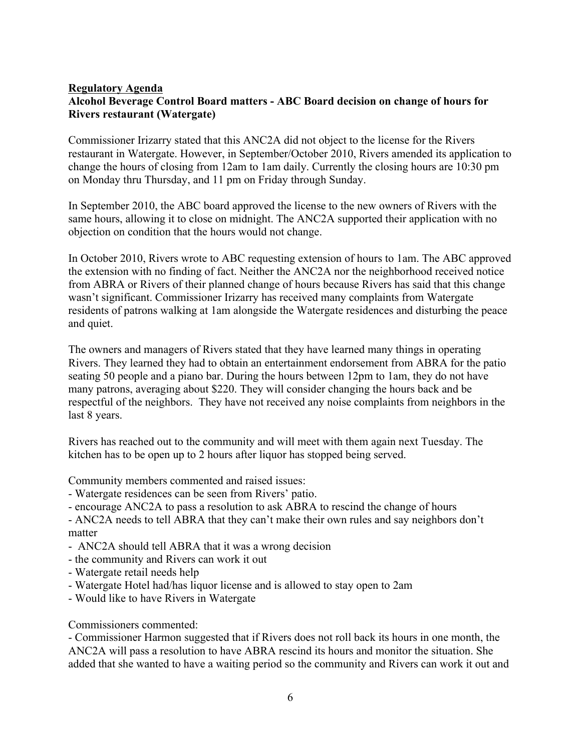**Regulatory Agenda**

**Alcohol Beverage Control Board matters - ABC Board decision on change of hours for Rivers restaurant (Watergate)**

Commissioner Irizarry stated that this ANC2A did not object to the license for the Rivers restaurant in Watergate. However, in September/October 2010, Rivers amended its application to change the hours of closing from 12am to 1am daily. Currently the closing hours are 10:30 pm on Monday thru Thursday, and 11 pm on Friday through Sunday.

In September 2010, the ABC board approved the license to the new owners of Rivers with the same hours, allowing it to close on midnight. The ANC2A supported their application with no objection on condition that the hours would not change.

In October 2010, Rivers wrote to ABC requesting extension of hours to 1am. The ABC approved the extension with no finding of fact. Neither the ANC2A nor the neighborhood received notice from ABRA or Rivers of their planned change of hours because Rivers has said that this change wasn't significant. Commissioner Irizarry has received many complaints from Watergate residents of patrons walking at 1am alongside the Watergate residences and disturbing the peace and quiet.

The owners and managers of Rivers stated that they have learned many things in operating Rivers. They learned they had to obtain an entertainment endorsement from ABRA for the patio seating 50 people and a piano bar. During the hours between 12pm to 1am, they do not have many patrons, averaging about $220. They will consider changing the hours back and be respectful of the neighbors. They have not received any noise complaints from neighbors in the last 8 years.

Rivers has reached out to the community and will meet with them again next Tuesday. The kitchen has to be open up to 2 hours after liquor has stopped being served.

Community members commented and raised issues:
- Watergate residences can be seen from Rivers' patio.
- encourage ANC2A to pass a resolution to ask ABRA to rescind the change of hours
- ANC2A needs to tell ABRA that they can't make their own rules and say neighbors don't matter
- ANC2A should tell ABRA that it was a wrong decision
- the community and Rivers can work it out
- Watergate retail needs help
- Watergate Hotel had/has liquor license and is allowed to stay open to 2am
- Would like to have Rivers in Watergate

Commissioners commented:
- Commissioner Harmon suggested that if Rivers does not roll back its hours in one month, the ANC2A will pass a resolution to have ABRA rescind its hours and monitor the situation. She added that she wanted to have a waiting period so the community and Rivers can work it out and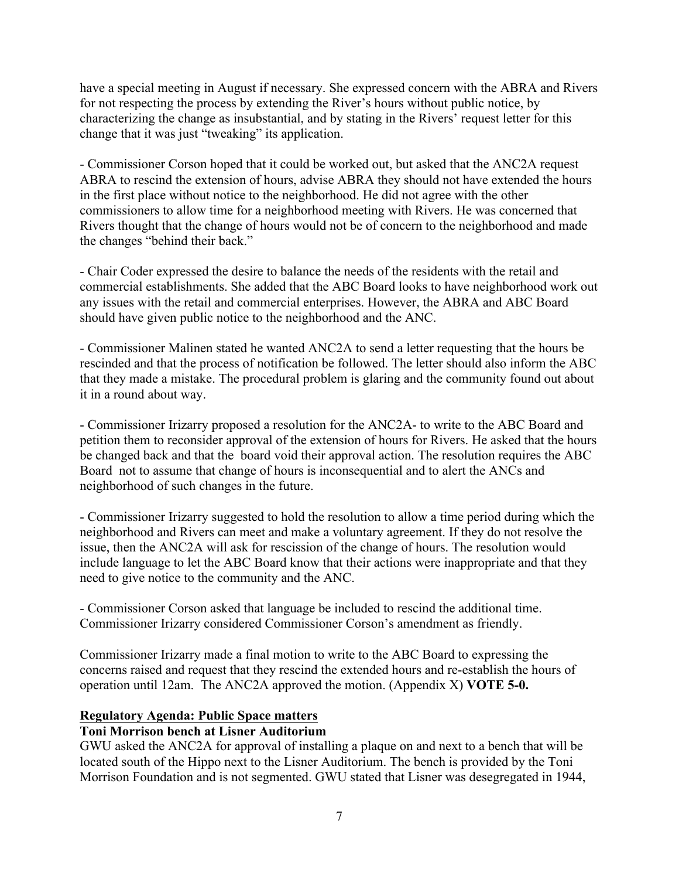have a special meeting in August if necessary. She expressed concern with the ABRA and Rivers for not respecting the process by extending the River's hours without public notice, by characterizing the change as insubstantial, and by stating in the Rivers' request letter for this change that it was just "tweaking" its application.

- Commissioner Corson hoped that it could be worked out, but asked that the ANC2A request ABRA to rescind the extension of hours, advise ABRA they should not have extended the hours in the first place without notice to the neighborhood. He did not agree with the other commissioners to allow time for a neighborhood meeting with Rivers. He was concerned that Rivers thought that the change of hours would not be of concern to the neighborhood and made the changes "behind their back."

- Chair Coder expressed the desire to balance the needs of the residents with the retail and commercial establishments. She added that the ABC Board looks to have neighborhood work out any issues with the retail and commercial enterprises. However, the ABRA and ABC Board should have given public notice to the neighborhood and the ANC.

- Commissioner Malinen stated he wanted ANC2A to send a letter requesting that the hours be rescinded and that the process of notification be followed. The letter should also inform the ABC that they made a mistake. The procedural problem is glaring and the community found out about it in a round about way.

- Commissioner Irizarry proposed a resolution for the ANC2A- to write to the ABC Board and petition them to reconsider approval of the extension of hours for Rivers. He asked that the hours be changed back and that the board void their approval action. The resolution requires the ABC Board not to assume that change of hours is inconsequential and to alert the ANCs and neighborhood of such changes in the future.

- Commissioner Irizarry suggested to hold the resolution to allow a time period during which the neighborhood and Rivers can meet and make a voluntary agreement. If they do not resolve the issue, then the ANC2A will ask for rescission of the change of hours. The resolution would include language to let the ABC Board know that their actions were inappropriate and that they need to give notice to the community and the ANC.

- Commissioner Corson asked that language be included to rescind the additional time. Commissioner Irizarry considered Commissioner Corson's amendment as friendly.

Commissioner Irizarry made a final motion to write to the ABC Board to expressing the concerns raised and request that they rescind the extended hours and re-establish the hours of operation until 12am. The ANC2A approved the motion. (Appendix X) **VOTE 5-0.**

## Regulatory Agenda: Public Space matters

### Toni Morrison bench at Lisner Auditorium

GWU asked the ANC2A for approval of installing a plaque on and next to a bench that will be located south of the Hippo next to the Lisner Auditorium. The bench is provided by the Toni Morrison Foundation and is not segmented. GWU stated that Lisner was desegregated in 1944,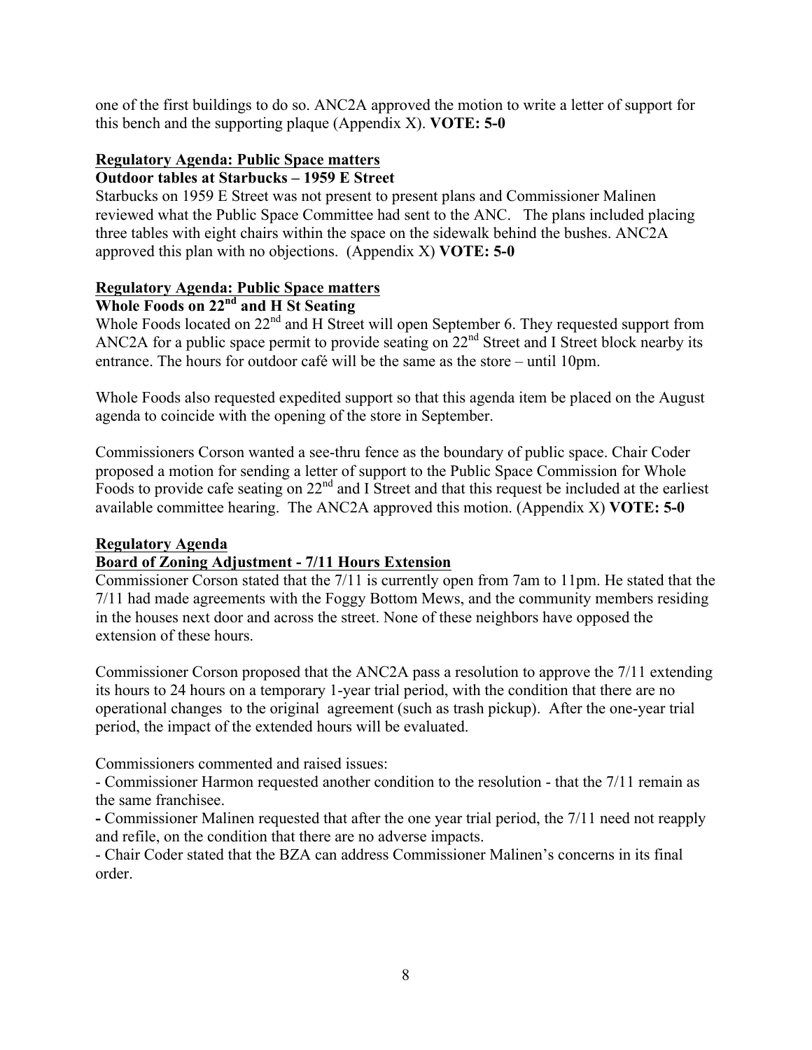one of the first buildings to do so. ANC2A approved the motion to write a letter of support for this bench and the supporting plaque (Appendix X). **VOTE: 5-0**

**Regulatory Agenda: Public Space matters**
**Outdoor tables at Starbucks – 1959 E Street**

Starbucks on 1959 E Street was not present to present plans and Commissioner Malinen reviewed what the Public Space Committee had sent to the ANC. The plans included placing three tables with eight chairs within the space on the sidewalk behind the bushes. ANC2A approved this plan with no objections. (Appendix X) **VOTE: 5-0**

**Regulatory Agenda: Public Space matters**
**Whole Foods on 22nd and H St Seating**

Whole Foods located on 22nd and H Street will open September 6. They requested support from ANC2A for a public space permit to provide seating on 22nd Street and I Street block nearby its entrance. The hours for outdoor café will be the same as the store – until 10pm.

Whole Foods also requested expedited support so that this agenda item be placed on the August agenda to coincide with the opening of the store in September.

Commissioners Corson wanted a see-thru fence as the boundary of public space. Chair Coder proposed a motion for sending a letter of support to the Public Space Commission for Whole Foods to provide cafe seating on 22nd and I Street and that this request be included at the earliest available committee hearing. The ANC2A approved this motion. (Appendix X) **VOTE: 5-0**

**Regulatory Agenda**
**Board of Zoning Adjustment - 7/11 Hours Extension**

Commissioner Corson stated that the 7/11 is currently open from 7am to 11pm. He stated that the 7/11 had made agreements with the Foggy Bottom Mews, and the community members residing in the houses next door and across the street. None of these neighbors have opposed the extension of these hours.

Commissioner Corson proposed that the ANC2A pass a resolution to approve the 7/11 extending its hours to 24 hours on a temporary 1-year trial period, with the condition that there are no operational changes to the original agreement (such as trash pickup). After the one-year trial period, the impact of the extended hours will be evaluated.

Commissioners commented and raised issues:

- Commissioner Harmon requested another condition to the resolution - that the 7/11 remain as the same franchisee.
- Commissioner Malinen requested that after the one year trial period, the 7/11 need not reapply and refile, on the condition that there are no adverse impacts.
- Chair Coder stated that the BZA can address Commissioner Malinen's concerns in its final order.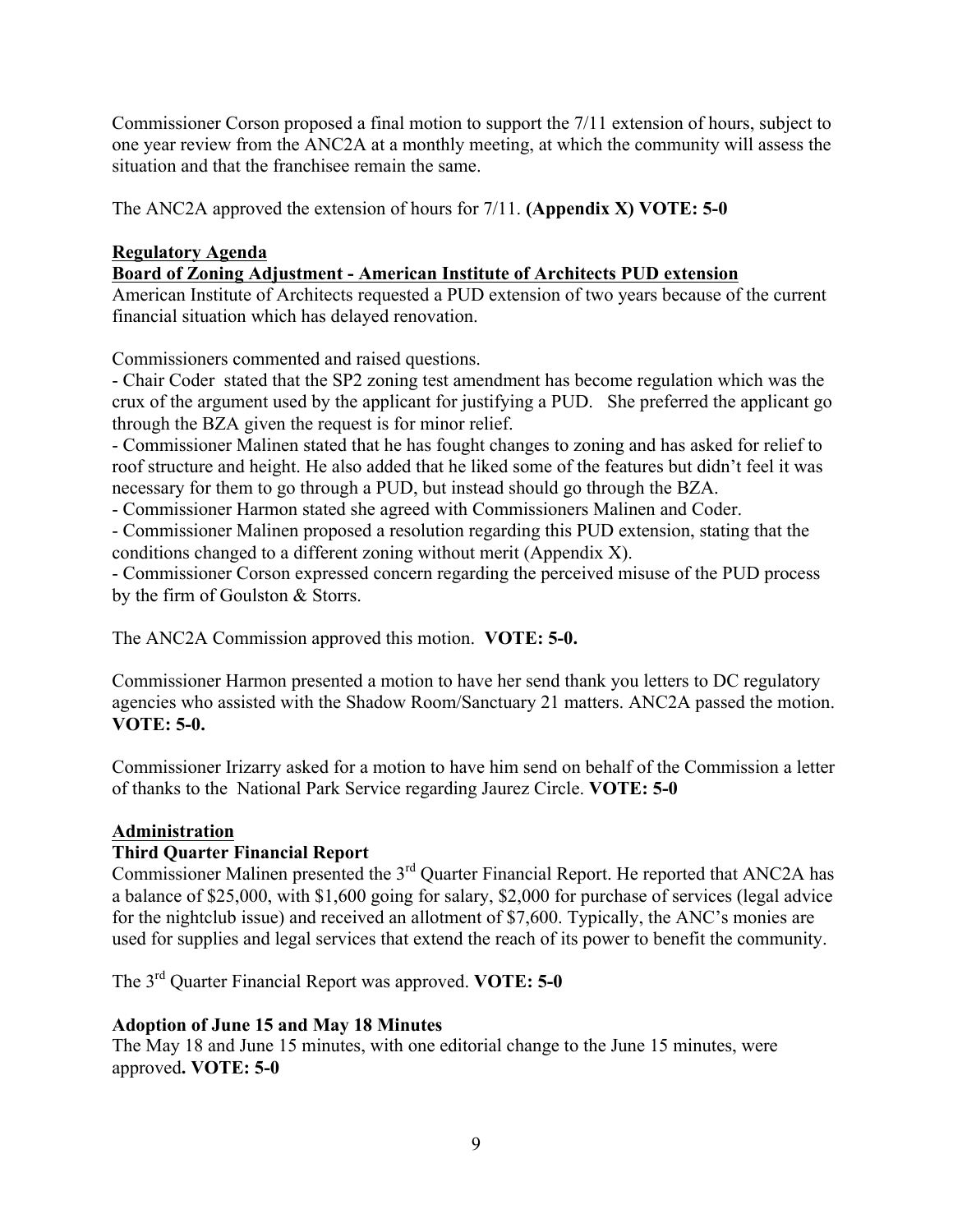Commissioner Corson proposed a final motion to support the 7/11 extension of hours, subject to one year review from the ANC2A at a monthly meeting, at which the community will assess the situation and that the franchisee remain the same.

The ANC2A approved the extension of hours for 7/11. **(Appendix X) VOTE: 5-0**

**Regulatory Agenda**

**Board of Zoning Adjustment - American Institute of Architects PUD extension**

American Institute of Architects requested a PUD extension of two years because of the current financial situation which has delayed renovation.

Commissioners commented and raised questions.

- Chair Coder stated that the SP2 zoning test amendment has become regulation which was the crux of the argument used by the applicant for justifying a PUD. She preferred the applicant go through the BZA given the request is for minor relief.
- Commissioner Malinen stated that he has fought changes to zoning and has asked for relief to roof structure and height. He also added that he liked some of the features but didn't feel it was necessary for them to go through a PUD, but instead should go through the BZA.
- Commissioner Harmon stated she agreed with Commissioners Malinen and Coder.
- Commissioner Malinen proposed a resolution regarding this PUD extension, stating that the conditions changed to a different zoning without merit (Appendix X).
- Commissioner Corson expressed concern regarding the perceived misuse of the PUD process by the firm of Goulston & Storrs.

The ANC2A Commission approved this motion. **VOTE: 5-0.**

Commissioner Harmon presented a motion to have her send thank you letters to DC regulatory agencies who assisted with the Shadow Room/Sanctuary 21 matters. ANC2A passed the motion. **VOTE: 5-0.**

Commissioner Irizarry asked for a motion to have him send on behalf of the Commission a letter of thanks to the National Park Service regarding Jaurez Circle. **VOTE: 5-0**

**Administration**

**Third Quarter Financial Report**

Commissioner Malinen presented the 3rd Quarter Financial Report. He reported that ANC2A has a balance of $25,000, with $1,600 going for salary, $2,000 for purchase of services (legal advice for the nightclub issue) and received an allotment of $7,600. Typically, the ANC's monies are used for supplies and legal services that extend the reach of its power to benefit the community.

The 3rd Quarter Financial Report was approved. **VOTE: 5-0**

**Adoption of June 15 and May 18 Minutes**

The May 18 and June 15 minutes, with one editorial change to the June 15 minutes, were approved**. VOTE: 5-0**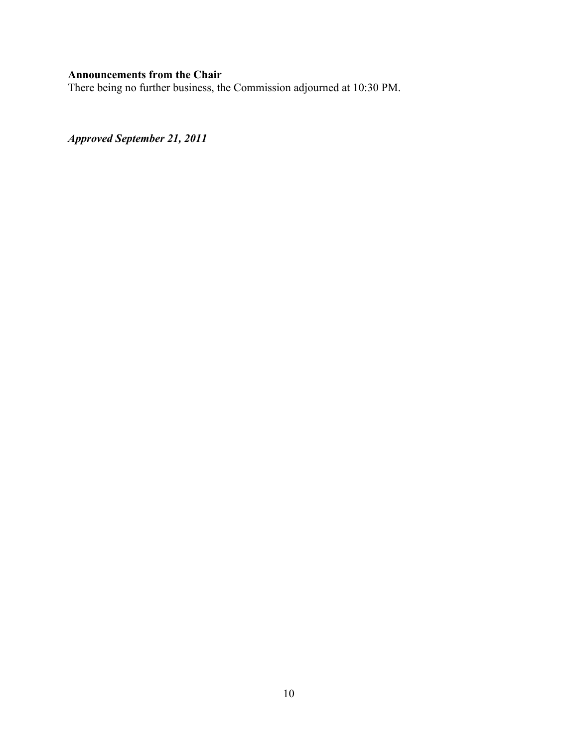**Announcements from the Chair**
There being no further business, the Commission adjourned at 10:30 PM.

***Approved September 21, 2011***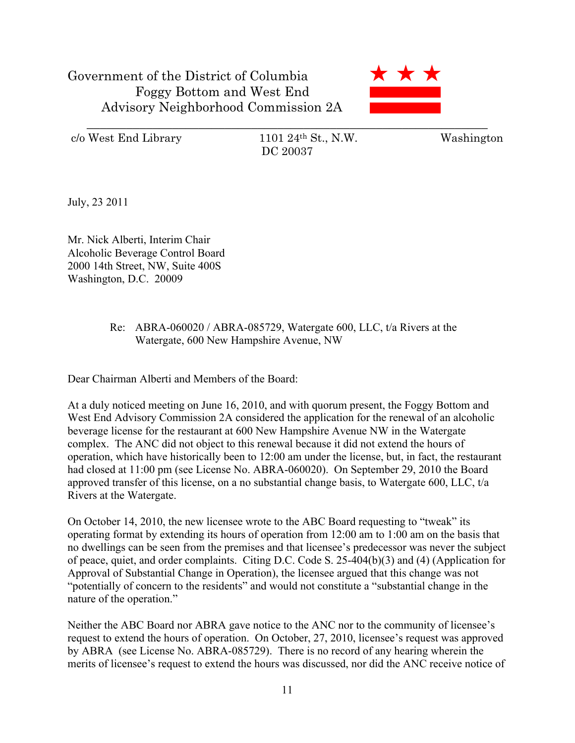Government of the District of Columbia
Foggy Bottom and West End
Advisory Neighborhood Commission 2A

c/o West End Library 1101 24th St., N.W. Washington DC 20037

July, 23 2011

Mr. Nick Alberti, Interim Chair
Alcoholic Beverage Control Board
2000 14th Street, NW, Suite 400S
Washington, D.C. 20009

Re: ABRA-060020 / ABRA-085729, Watergate 600, LLC, t/a Rivers at the Watergate, 600 New Hampshire Avenue, NW

Dear Chairman Alberti and Members of the Board:

At a duly noticed meeting on June 16, 2010, and with quorum present, the Foggy Bottom and West End Advisory Commission 2A considered the application for the renewal of an alcoholic beverage license for the restaurant at 600 New Hampshire Avenue NW in the Watergate complex. The ANC did not object to this renewal because it did not extend the hours of operation, which have historically been to 12:00 am under the license, but, in fact, the restaurant had closed at 11:00 pm (see License No. ABRA-060020). On September 29, 2010 the Board approved transfer of this license, on a no substantial change basis, to Watergate 600, LLC, t/a Rivers at the Watergate.

On October 14, 2010, the new licensee wrote to the ABC Board requesting to "tweak" its operating format by extending its hours of operation from 12:00 am to 1:00 am on the basis that no dwellings can be seen from the premises and that licensee's predecessor was never the subject of peace, quiet, and order complaints. Citing D.C. Code S. 25-404(b)(3) and (4) (Application for Approval of Substantial Change in Operation), the licensee argued that this change was not "potentially of concern to the residents" and would not constitute a "substantial change in the nature of the operation."

Neither the ABC Board nor ABRA gave notice to the ANC nor to the community of licensee's request to extend the hours of operation. On October, 27, 2010, licensee's request was approved by ABRA (see License No. ABRA-085729). There is no record of any hearing wherein the merits of licensee's request to extend the hours was discussed, nor did the ANC receive notice of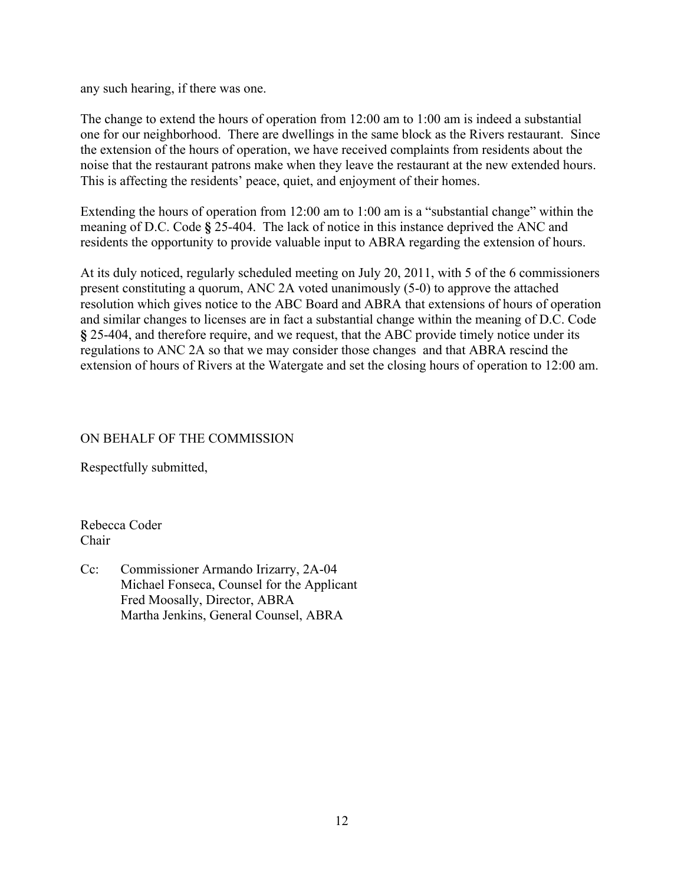any such hearing, if there was one.

The change to extend the hours of operation from 12:00 am to 1:00 am is indeed a substantial one for our neighborhood. There are dwellings in the same block as the Rivers restaurant. Since the extension of the hours of operation, we have received complaints from residents about the noise that the restaurant patrons make when they leave the restaurant at the new extended hours. This is affecting the residents' peace, quiet, and enjoyment of their homes.

Extending the hours of operation from 12:00 am to 1:00 am is a "substantial change" within the meaning of D.C. Code **§** 25-404. The lack of notice in this instance deprived the ANC and residents the opportunity to provide valuable input to ABRA regarding the extension of hours.

At its duly noticed, regularly scheduled meeting on July 20, 2011, with 5 of the 6 commissioners present constituting a quorum, ANC 2A voted unanimously (5-0) to approve the attached resolution which gives notice to the ABC Board and ABRA that extensions of hours of operation and similar changes to licenses are in fact a substantial change within the meaning of D.C. Code **§** 25-404, and therefore require, and we request, that the ABC provide timely notice under its regulations to ANC 2A so that we may consider those changes and that ABRA rescind the extension of hours of Rivers at the Watergate and set the closing hours of operation to 12:00 am.

ON BEHALF OF THE COMMISSION

Respectfully submitted,

Rebecca Coder
Chair

Cc: Commissioner Armando Irizarry, 2A-04
Michael Fonseca, Counsel for the Applicant
Fred Moosally, Director, ABRA
Martha Jenkins, General Counsel, ABRA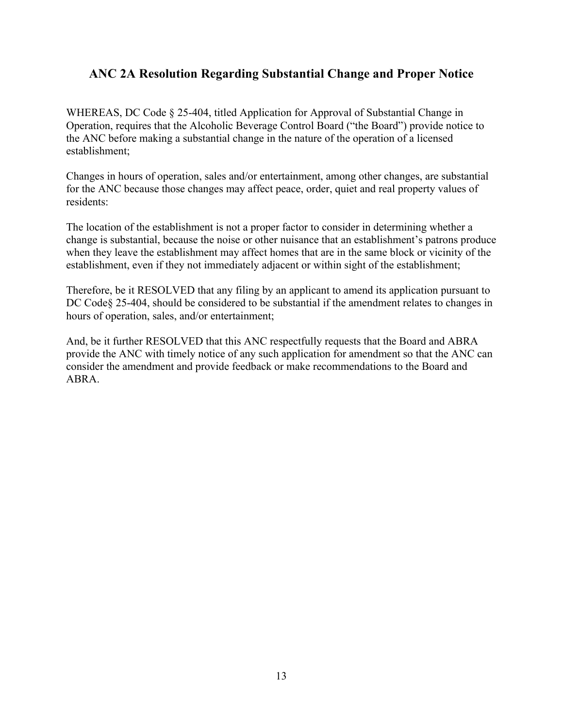## ANC 2A Resolution Regarding Substantial Change and Proper Notice

WHEREAS, DC Code § 25-404, titled Application for Approval of Substantial Change in Operation, requires that the Alcoholic Beverage Control Board ("the Board") provide notice to the ANC before making a substantial change in the nature of the operation of a licensed establishment;

Changes in hours of operation, sales and/or entertainment, among other changes, are substantial for the ANC because those changes may affect peace, order, quiet and real property values of residents:

The location of the establishment is not a proper factor to consider in determining whether a change is substantial, because the noise or other nuisance that an establishment's patrons produce when they leave the establishment may affect homes that are in the same block or vicinity of the establishment, even if they not immediately adjacent or within sight of the establishment;

Therefore, be it RESOLVED that any filing by an applicant to amend its application pursuant to DC Code§ 25-404, should be considered to be substantial if the amendment relates to changes in hours of operation, sales, and/or entertainment;

And, be it further RESOLVED that this ANC respectfully requests that the Board and ABRA provide the ANC with timely notice of any such application for amendment so that the ANC can consider the amendment and provide feedback or make recommendations to the Board and ABRA.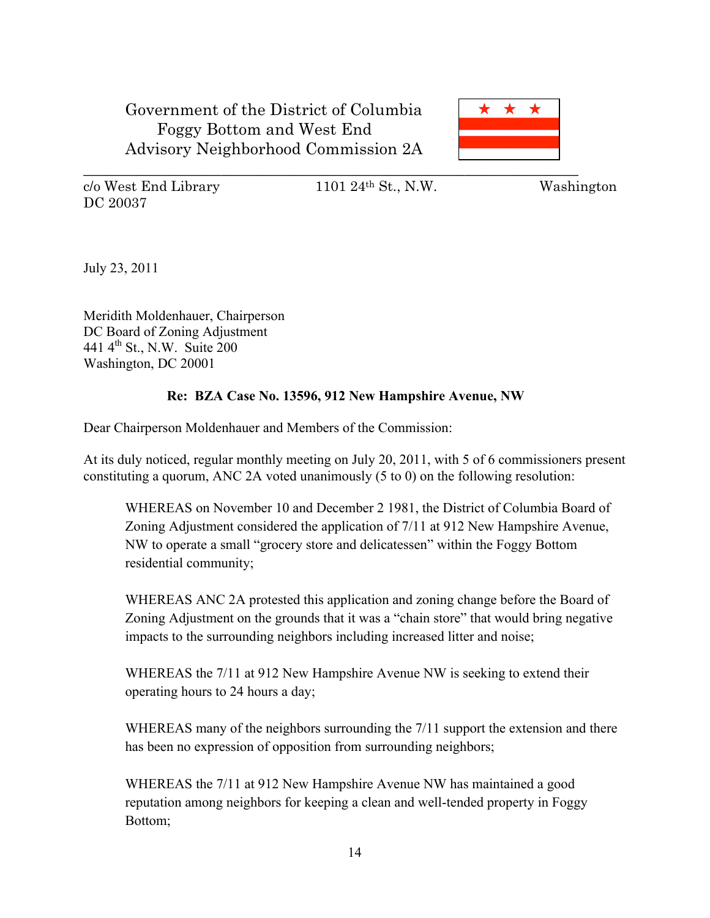Government of the District of Columbia
Foggy Bottom and West End
Advisory Neighborhood Commission 2A

---

c/o West End Library 1101 24th St., N.W. Washington DC 20037

July 23, 2011

Meridith Moldenhauer, Chairperson
DC Board of Zoning Adjustment
441 4th St., N.W. Suite 200
Washington, DC 20001

**Re: BZA Case No. 13596, 912 New Hampshire Avenue, NW**

Dear Chairperson Moldenhauer and Members of the Commission:

At its duly noticed, regular monthly meeting on July 20, 2011, with 5 of 6 commissioners present constituting a quorum, ANC 2A voted unanimously (5 to 0) on the following resolution:

WHEREAS on November 10 and December 2 1981, the District of Columbia Board of Zoning Adjustment considered the application of 7/11 at 912 New Hampshire Avenue, NW to operate a small "grocery store and delicatessen" within the Foggy Bottom residential community;

WHEREAS ANC 2A protested this application and zoning change before the Board of Zoning Adjustment on the grounds that it was a "chain store" that would bring negative impacts to the surrounding neighbors including increased litter and noise;

WHEREAS the 7/11 at 912 New Hampshire Avenue NW is seeking to extend their operating hours to 24 hours a day;

WHEREAS many of the neighbors surrounding the 7/11 support the extension and there has been no expression of opposition from surrounding neighbors;

WHEREAS the 7/11 at 912 New Hampshire Avenue NW has maintained a good reputation among neighbors for keeping a clean and well-tended property in Foggy Bottom;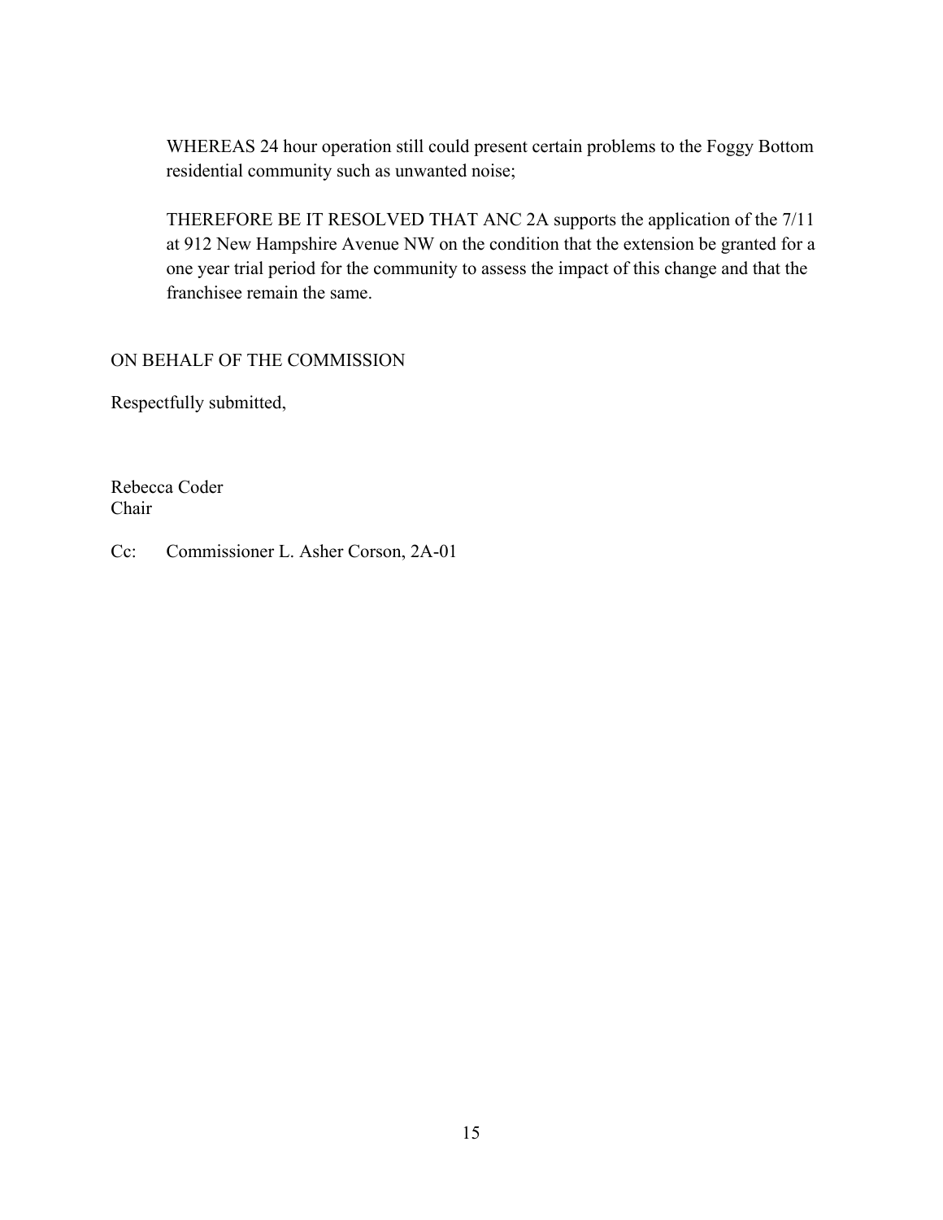WHEREAS 24 hour operation still could present certain problems to the Foggy Bottom residential community such as unwanted noise;

THEREFORE BE IT RESOLVED THAT ANC 2A supports the application of the 7/11 at 912 New Hampshire Avenue NW on the condition that the extension be granted for a one year trial period for the community to assess the impact of this change and that the franchisee remain the same.

ON BEHALF OF THE COMMISSION

Respectfully submitted,

Rebecca Coder
Chair

Cc: Commissioner L. Asher Corson, 2A-01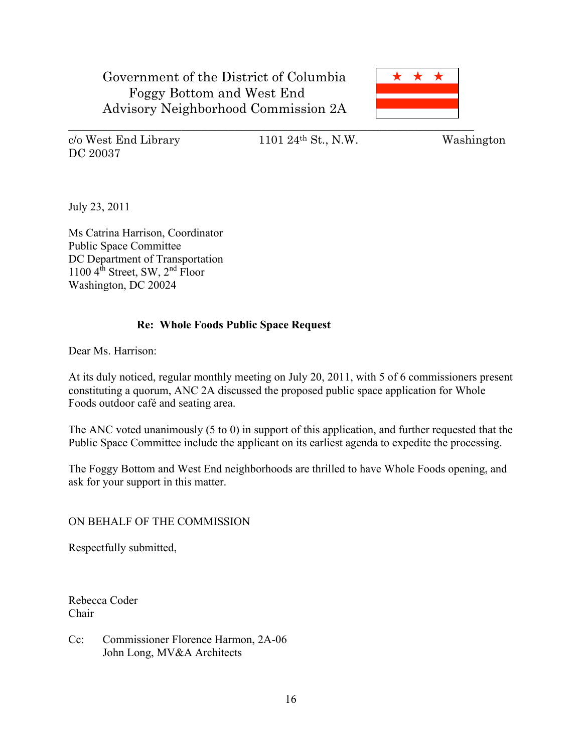Government of the District of Columbia
Foggy Bottom and West End
Advisory Neighborhood Commission 2A

---

c/o West End Library 1101 24th St., N.W. Washington DC 20037

July 23, 2011

Ms Catrina Harrison, Coordinator
Public Space Committee
DC Department of Transportation
1100 4th Street, SW, 2nd Floor
Washington, DC 20024

**Re: Whole Foods Public Space Request**

Dear Ms. Harrison:

At its duly noticed, regular monthly meeting on July 20, 2011, with 5 of 6 commissioners present constituting a quorum, ANC 2A discussed the proposed public space application for Whole Foods outdoor café and seating area.

The ANC voted unanimously (5 to 0) in support of this application, and further requested that the Public Space Committee include the applicant on its earliest agenda to expedite the processing.

The Foggy Bottom and West End neighborhoods are thrilled to have Whole Foods opening, and ask for your support in this matter.

ON BEHALF OF THE COMMISSION

Respectfully submitted,

Rebecca Coder
Chair

Cc: Commissioner Florence Harmon, 2A-06
John Long, MV&A Architects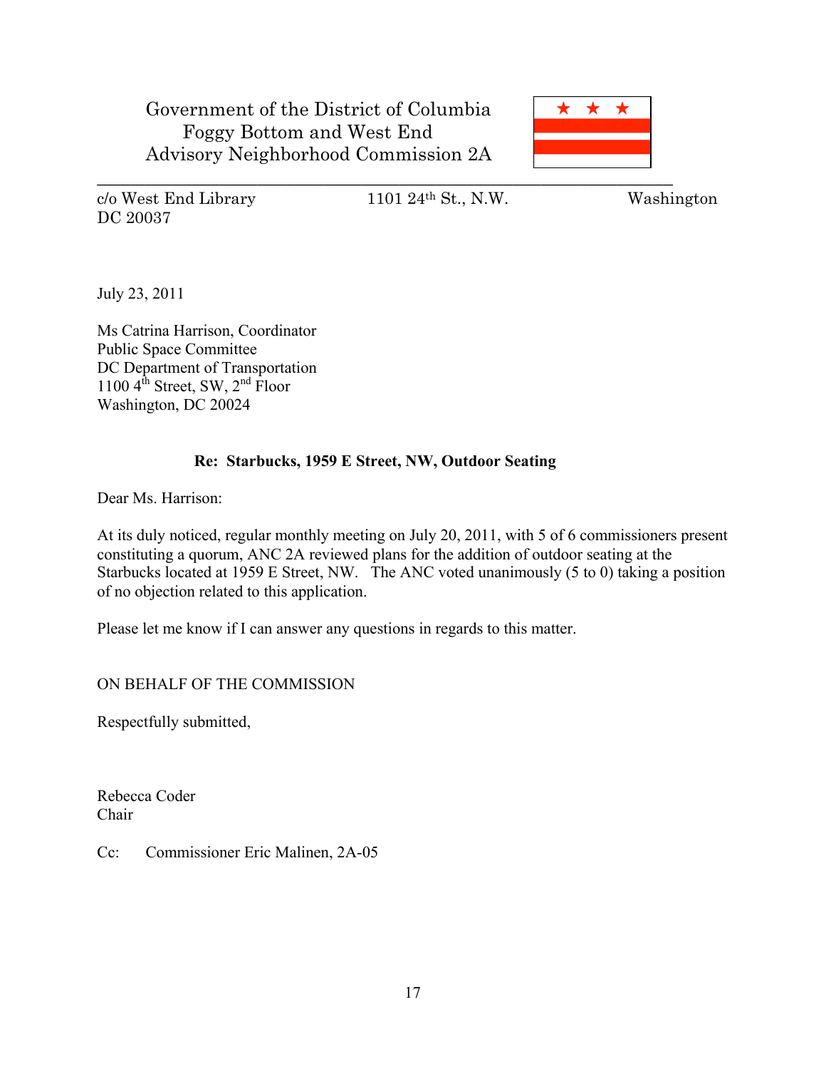Government of the District of Columbia
Foggy Bottom and West End
Advisory Neighborhood Commission 2A

---

c/o West End Library 1101 24th St., N.W. Washington DC 20037

July 23, 2011

Ms Catrina Harrison, Coordinator
Public Space Committee
DC Department of Transportation
1100 4th Street, SW, 2nd Floor
Washington, DC 20024

**Re: Starbucks, 1959 E Street, NW, Outdoor Seating**

Dear Ms. Harrison:

At its duly noticed, regular monthly meeting on July 20, 2011, with 5 of 6 commissioners present constituting a quorum, ANC 2A reviewed plans for the addition of outdoor seating at the Starbucks located at 1959 E Street, NW. The ANC voted unanimously (5 to 0) taking a position of no objection related to this application.

Please let me know if I can answer any questions in regards to this matter.

ON BEHALF OF THE COMMISSION

Respectfully submitted,

Rebecca Coder
Chair

Cc: Commissioner Eric Malinen, 2A-05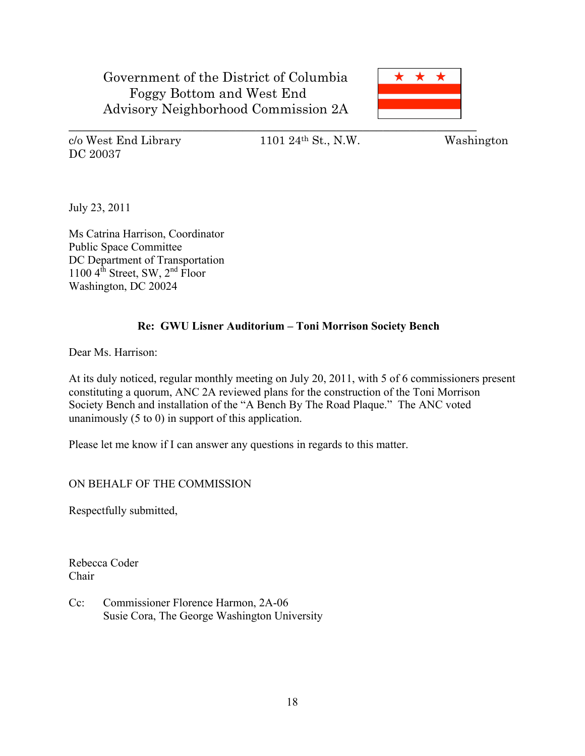Government of the District of Columbia
Foggy Bottom and West End
Advisory Neighborhood Commission 2A

---

c/o West End Library 1101 24th St., N.W. Washington DC 20037

July 23, 2011

Ms Catrina Harrison, Coordinator
Public Space Committee
DC Department of Transportation
1100 4th Street, SW, 2nd Floor
Washington, DC 20024

**Re: GWU Lisner Auditorium – Toni Morrison Society Bench**

Dear Ms. Harrison:

At its duly noticed, regular monthly meeting on July 20, 2011, with 5 of 6 commissioners present constituting a quorum, ANC 2A reviewed plans for the construction of the Toni Morrison Society Bench and installation of the "A Bench By The Road Plaque." The ANC voted unanimously (5 to 0) in support of this application.

Please let me know if I can answer any questions in regards to this matter.

ON BEHALF OF THE COMMISSION

Respectfully submitted,

Rebecca Coder
Chair

Cc: Commissioner Florence Harmon, 2A-06
Susie Cora, The George Washington University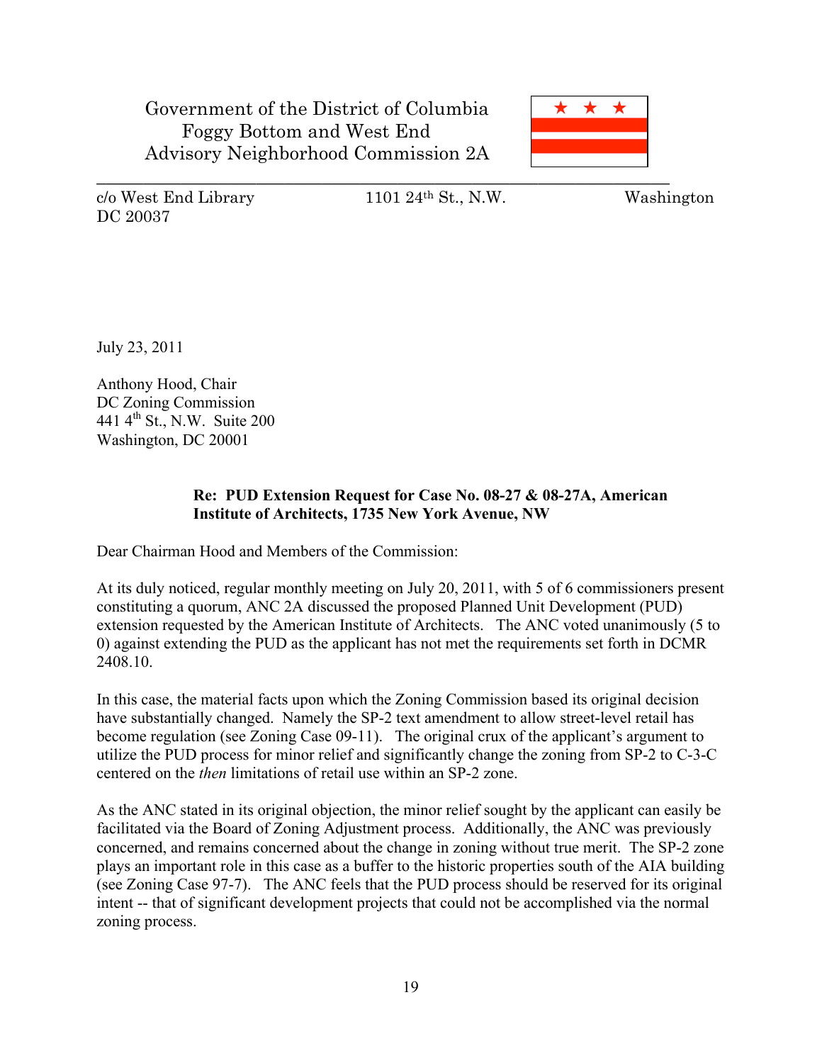Government of the District of Columbia
Foggy Bottom and West End
Advisory Neighborhood Commission 2A

c/o West End Library 1101 24th St., N.W. Washington DC 20037

July 23, 2011

Anthony Hood, Chair
DC Zoning Commission
441 4th St., N.W. Suite 200
Washington, DC 20001

**Re: PUD Extension Request for Case No. 08-27 & 08-27A, American Institute of Architects, 1735 New York Avenue, NW**

Dear Chairman Hood and Members of the Commission:

At its duly noticed, regular monthly meeting on July 20, 2011, with 5 of 6 commissioners present constituting a quorum, ANC 2A discussed the proposed Planned Unit Development (PUD) extension requested by the American Institute of Architects. The ANC voted unanimously (5 to 0) against extending the PUD as the applicant has not met the requirements set forth in DCMR 2408.10.

In this case, the material facts upon which the Zoning Commission based its original decision have substantially changed. Namely the SP-2 text amendment to allow street-level retail has become regulation (see Zoning Case 09-11). The original crux of the applicant's argument to utilize the PUD process for minor relief and significantly change the zoning from SP-2 to C-3-C centered on the *then* limitations of retail use within an SP-2 zone.

As the ANC stated in its original objection, the minor relief sought by the applicant can easily be facilitated via the Board of Zoning Adjustment process. Additionally, the ANC was previously concerned, and remains concerned about the change in zoning without true merit. The SP-2 zone plays an important role in this case as a buffer to the historic properties south of the AIA building (see Zoning Case 97-7). The ANC feels that the PUD process should be reserved for its original intent -- that of significant development projects that could not be accomplished via the normal zoning process.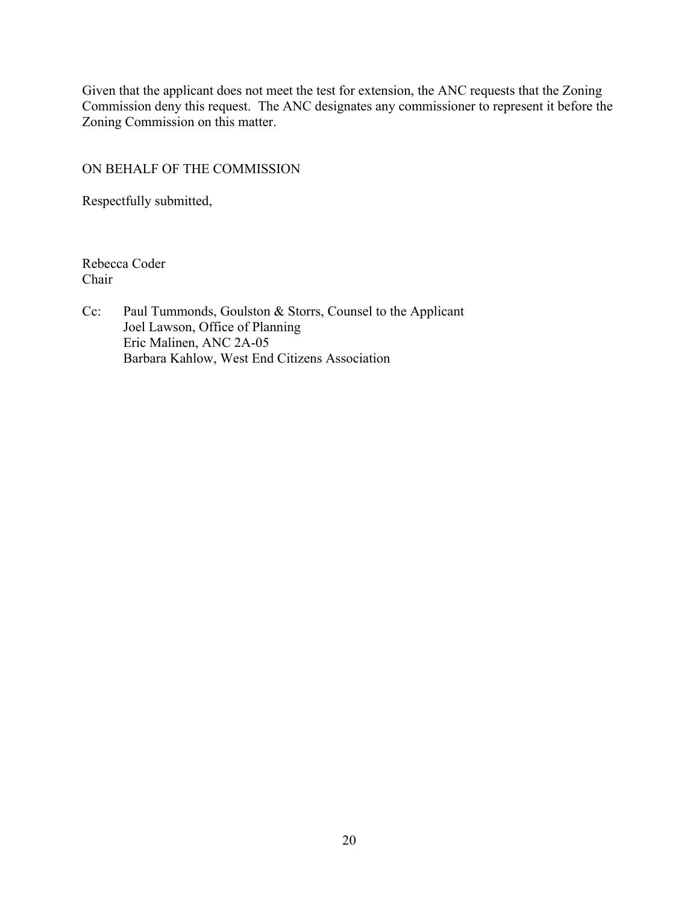Given that the applicant does not meet the test for extension, the ANC requests that the Zoning Commission deny this request. The ANC designates any commissioner to represent it before the Zoning Commission on this matter.

ON BEHALF OF THE COMMISSION

Respectfully submitted,

Rebecca Coder
Chair

Cc: Paul Tummonds, Goulston & Storrs, Counsel to the Applicant
Joel Lawson, Office of Planning
Eric Malinen, ANC 2A-05
Barbara Kahlow, West End Citizens Association